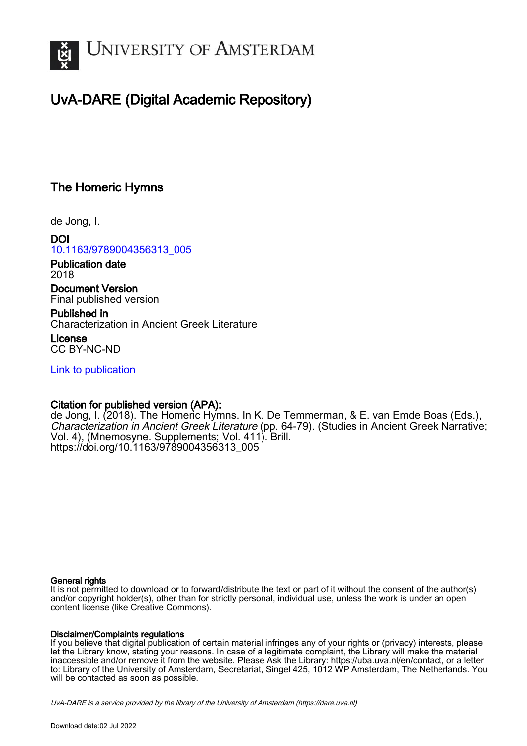# UvA-DARE (Digital Academic Repository)

## The Homeric Hymns

de Jong, I.

**DOI**
10.1163/9789004356313_005

**Publication date**
2018

**Document Version**
Final published version

**Published in**
Characterization in Ancient Greek Literature

**License**
CC BY-NC-ND

Link to publication

**Citation for published version (APA):**
de Jong, I. (2018). The Homeric Hymns. In K. De Temmerman, & E. van Emde Boas (Eds.), *Characterization in Ancient Greek Literature* (pp. 64-79). (Studies in Ancient Greek Narrative; Vol. 4), (Mnemosyne. Supplements; Vol. 411). Brill. https://doi.org/10.1163/9789004356313_005

**General rights**
It is not permitted to download or to forward/distribute the text or part of it without the consent of the author(s) and/or copyright holder(s), other than for strictly personal, individual use, unless the work is under an open content license (like Creative Commons).

**Disclaimer/Complaints regulations**
If you believe that digital publication of certain material infringes any of your rights or (privacy) interests, please let the Library know, stating your reasons. In case of a legitimate complaint, the Library will make the material inaccessible and/or remove it from the website. Please Ask the Library: https://uba.uva.nl/en/contact, or a letter to: Library of the University of Amsterdam, Secretariat, Singel 425, 1012 WP Amsterdam, The Netherlands. You will be contacted as soon as possible.

*UvA-DARE is a service provided by the library of the University of Amsterdam (https://dare.uva.nl)*

Download date:02 Jul 2022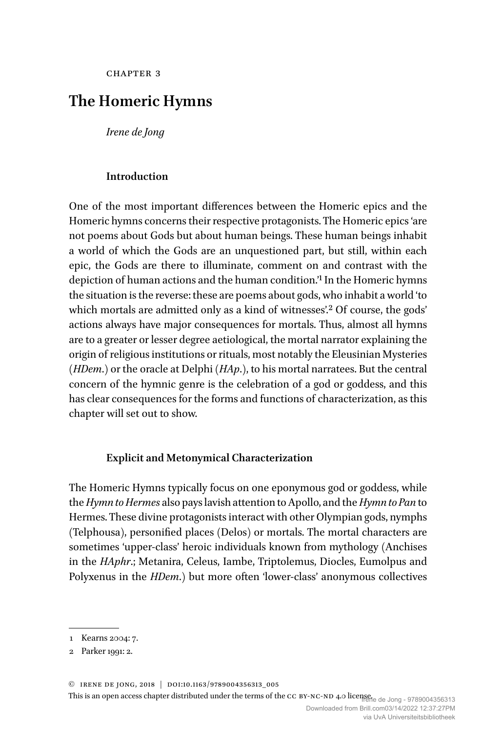CHAPTER 3

# The Homeric Hymns

*Irene de Jong*

## Introduction

One of the most important differences between the Homeric epics and the Homeric hymns concerns their respective protagonists. The Homeric epics 'are not poems about Gods but about human beings. These human beings inhabit a world of which the Gods are an unquestioned part, but still, within each epic, the Gods are there to illuminate, comment on and contrast with the depiction of human actions and the human condition.'[1] In the Homeric hymns the situation is the reverse: these are poems about gods, who inhabit a world 'to which mortals are admitted only as a kind of witnesses'.[2] Of course, the gods' actions always have major consequences for mortals. Thus, almost all hymns are to a greater or lesser degree aetiological, the mortal narrator explaining the origin of religious institutions or rituals, most notably the Eleusinian Mysteries (*HDem.*) or the oracle at Delphi (*HAp.*), to his mortal narratees. But the central concern of the hymnic genre is the celebration of a god or goddess, and this has clear consequences for the forms and functions of characterization, as this chapter will set out to show.

## Explicit and Metonymical Characterization

The Homeric Hymns typically focus on one eponymous god or goddess, while the *Hymn to Hermes* also pays lavish attention to Apollo, and the *Hymn to Pan* to Hermes. These divine protagonists interact with other Olympian gods, nymphs (Telphousa), personified places (Delos) or mortals. The mortal characters are sometimes 'upper-class' heroic individuals known from mythology (Anchises in the *HAphr.*; Metanira, Celeus, Iambe, Triptolemus, Diocles, Eumolpus and Polyxenus in the *HDem.*) but more often 'lower-class' anonymous collectives

1 Kearns 2004: 7.

2 Parker 1991: 2.

© IRENE DE JONG, 2018 | DOI:10.1163/9789004356313_005
This is an open access chapter distributed under the terms of the CC BY-NC-ND 4.0 license.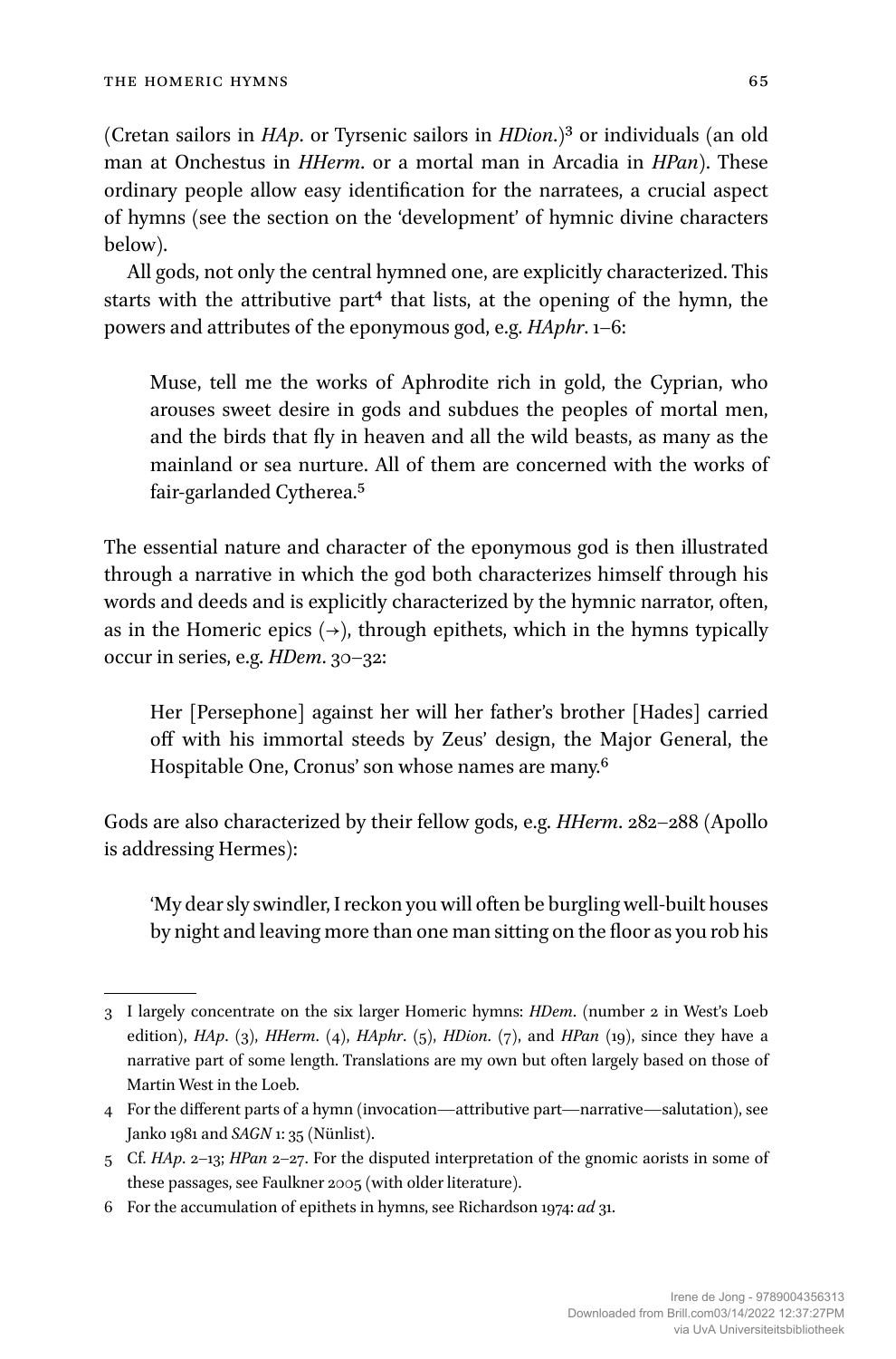(Cretan sailors in *HAp*. or Tyrsenic sailors in *HDion*.)[3] or individuals (an old man at Onchestus in *HHerm*. or a mortal man in Arcadia in *HPan*). These ordinary people allow easy identification for the narratees, a crucial aspect of hymns (see the section on the 'development' of hymnic divine characters below).

All gods, not only the central hymned one, are explicitly characterized. This starts with the attributive part[4] that lists, at the opening of the hymn, the powers and attributes of the eponymous god, e.g. *HAphr*. 1–6:

> Muse, tell me the works of Aphrodite rich in gold, the Cyprian, who arouses sweet desire in gods and subdues the peoples of mortal men, and the birds that fly in heaven and all the wild beasts, as many as the mainland or sea nurture. All of them are concerned with the works of fair-garlanded Cytherea.[5]

The essential nature and character of the eponymous god is then illustrated through a narrative in which the god both characterizes himself through his words and deeds and is explicitly characterized by the hymnic narrator, often, as in the Homeric epics (→), through epithets, which in the hymns typically occur in series, e.g. *HDem*. 30–32:

> Her [Persephone] against her will her father's brother [Hades] carried off with his immortal steeds by Zeus' design, the Major General, the Hospitable One, Cronus' son whose names are many.[6]

Gods are also characterized by their fellow gods, e.g. *HHerm*. 282–288 (Apollo is addressing Hermes):

> 'My dear sly swindler, I reckon you will often be burgling well-built houses by night and leaving more than one man sitting on the floor as you rob his

---

3 I largely concentrate on the six larger Homeric hymns: *HDem*. (number 2 in West's Loeb edition), *HAp*. (3), *HHerm*. (4), *HAphr*. (5), *HDion*. (7), and *HPan* (19), since they have a narrative part of some length. Translations are my own but often largely based on those of Martin West in the Loeb.

4 For the different parts of a hymn (invocation—attributive part—narrative—salutation), see Janko 1981 and *SAGN* 1: 35 (Nünlist).

5 Cf. *HAp*. 2–13; *HPan* 2–27. For the disputed interpretation of the gnomic aorists in some of these passages, see Faulkner 2005 (with older literature).

6 For the accumulation of epithets in hymns, see Richardson 1974: *ad* 31.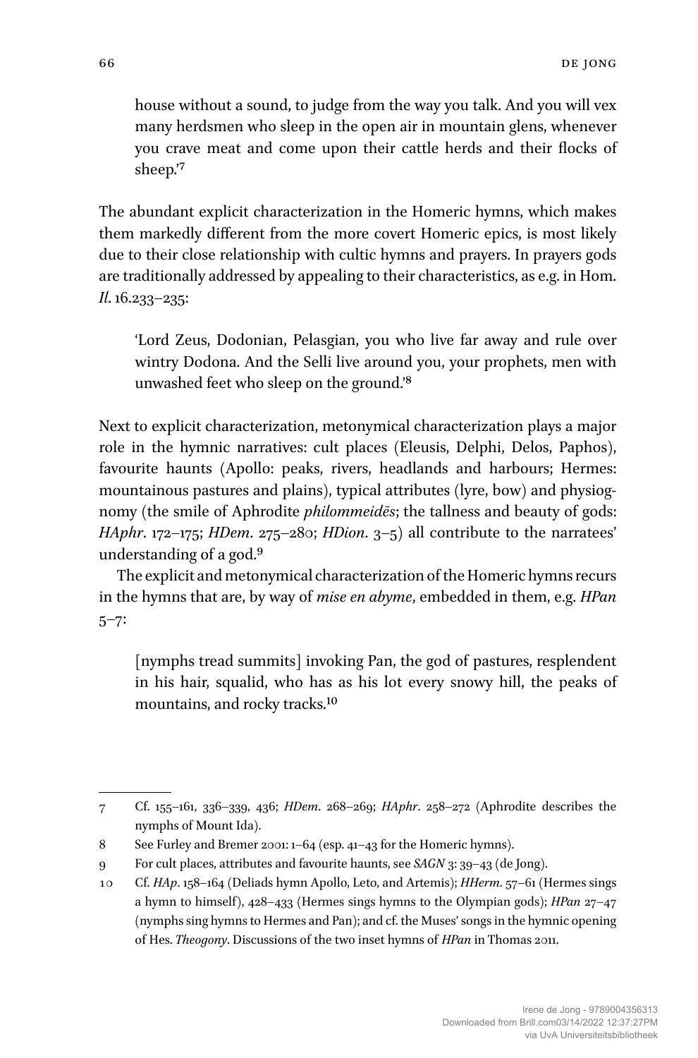house without a sound, to judge from the way you talk. And you will vex many herdsmen who sleep in the open air in mountain glens, whenever you crave meat and come upon their cattle herds and their flocks of sheep.'[7]

The abundant explicit characterization in the Homeric hymns, which makes them markedly different from the more covert Homeric epics, is most likely due to their close relationship with cultic hymns and prayers. In prayers gods are traditionally addressed by appealing to their characteristics, as e.g. in Hom. *Il.* 16.233–235:

> 'Lord Zeus, Dodonian, Pelasgian, you who live far away and rule over wintry Dodona. And the Selli live around you, your prophets, men with unwashed feet who sleep on the ground.'[8]

Next to explicit characterization, metonymical characterization plays a major role in the hymnic narratives: cult places (Eleusis, Delphi, Delos, Paphos), favourite haunts (Apollo: peaks, rivers, headlands and harbours; Hermes: mountainous pastures and plains), typical attributes (lyre, bow) and physiognomy (the smile of Aphrodite *philommeidēs*; the tallness and beauty of gods: *HAphr*. 172–175; *HDem*. 275–280; *HDion*. 3–5) all contribute to the narratees' understanding of a god.[9]

The explicit and metonymical characterization of the Homeric hymns recurs in the hymns that are, by way of *mise en abyme*, embedded in them, e.g. *HPan* 5–7:

> [nymphs tread summits] invoking Pan, the god of pastures, resplendent in his hair, squalid, who has as his lot every snowy hill, the peaks of mountains, and rocky tracks.[10]

---

7 Cf. 155–161, 336–339, 436; *HDem*. 268–269; *HAphr*. 258–272 (Aphrodite describes the nymphs of Mount Ida).

8 See Furley and Bremer 2001: 1–64 (esp. 41–43 for the Homeric hymns).

9 For cult places, attributes and favourite haunts, see *SAGN* 3: 39–43 (de Jong).

10 Cf. *HAp*. 158–164 (Deliads hymn Apollo, Leto, and Artemis); *HHerm*. 57–61 (Hermes sings a hymn to himself), 428–433 (Hermes sings hymns to the Olympian gods); *HPan* 27–47 (nymphs sing hymns to Hermes and Pan); and cf. the Muses' songs in the hymnic opening of Hes. *Theogony*. Discussions of the two inset hymns of *HPan* in Thomas 2011.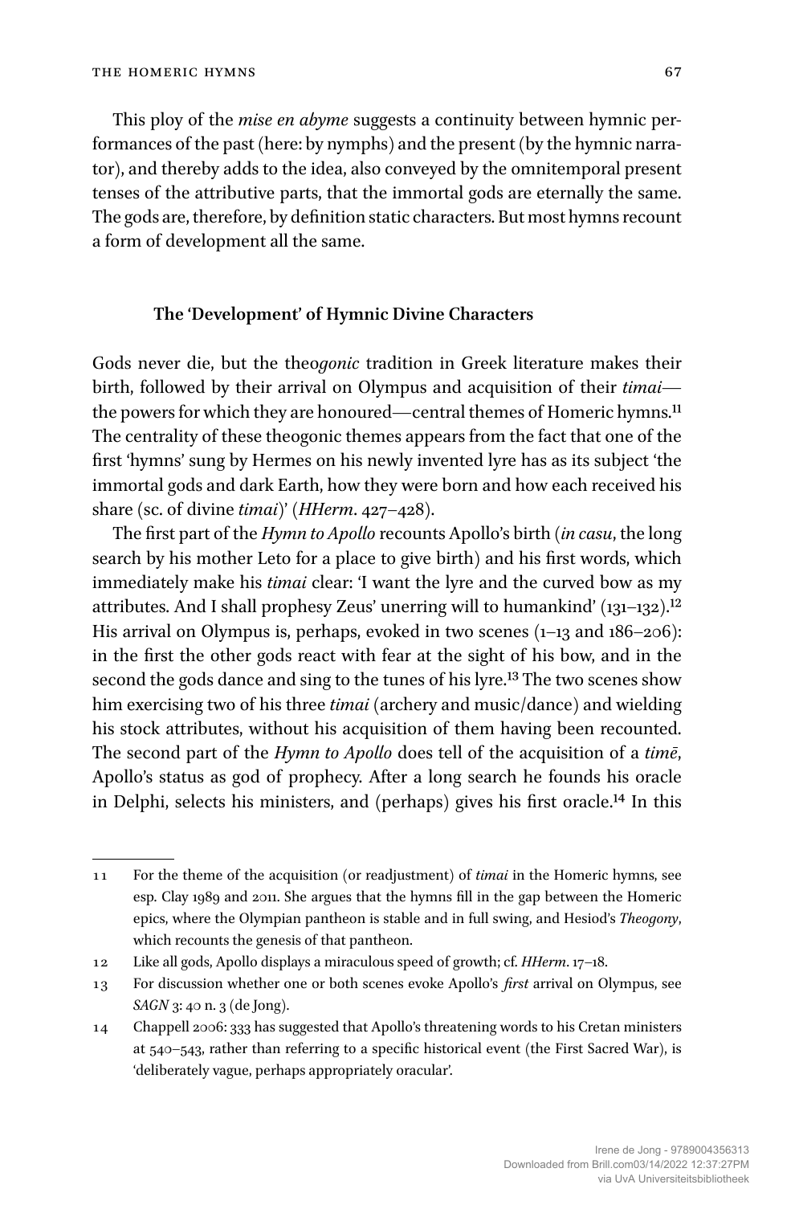This ploy of the *mise en abyme* suggests a continuity between hymnic performances of the past (here: by nymphs) and the present (by the hymnic narrator), and thereby adds to the idea, also conveyed by the omnitemporal present tenses of the attributive parts, that the immortal gods are eternally the same. The gods are, therefore, by definition static characters. But most hymns recount a form of development all the same.

### The 'Development' of Hymnic Divine Characters

Gods never die, but the theo*gonic* tradition in Greek literature makes their birth, followed by their arrival on Olympus and acquisition of their *timai*—the powers for which they are honoured—central themes of Homeric hymns.[11] The centrality of these theogonic themes appears from the fact that one of the first 'hymns' sung by Hermes on his newly invented lyre has as its subject 'the immortal gods and dark Earth, how they were born and how each received his share (sc. of divine *timai*)' (*HHerm*. 427–428).

The first part of the *Hymn to Apollo* recounts Apollo's birth (*in casu*, the long search by his mother Leto for a place to give birth) and his first words, which immediately make his *timai* clear: 'I want the lyre and the curved bow as my attributes. And I shall prophesy Zeus' unerring will to humankind' (131–132).[12] His arrival on Olympus is, perhaps, evoked in two scenes (1–13 and 186–206): in the first the other gods react with fear at the sight of his bow, and in the second the gods dance and sing to the tunes of his lyre.[13] The two scenes show him exercising two of his three *timai* (archery and music/dance) and wielding his stock attributes, without his acquisition of them having been recounted. The second part of the *Hymn to Apollo* does tell of the acquisition of a *timē*, Apollo's status as god of prophecy. After a long search he founds his oracle in Delphi, selects his ministers, and (perhaps) gives his first oracle.[14] In this

---

11 For the theme of the acquisition (or readjustment) of *timai* in the Homeric hymns, see esp. Clay 1989 and 2011. She argues that the hymns fill in the gap between the Homeric epics, where the Olympian pantheon is stable and in full swing, and Hesiod's *Theogony*, which recounts the genesis of that pantheon.

12 Like all gods, Apollo displays a miraculous speed of growth; cf. *HHerm*. 17–18.

13 For discussion whether one or both scenes evoke Apollo's *first* arrival on Olympus, see *SAGN* 3: 40 n. 3 (de Jong).

14 Chappell 2006: 333 has suggested that Apollo's threatening words to his Cretan ministers at 540–543, rather than referring to a specific historical event (the First Sacred War), is 'deliberately vague, perhaps appropriately oracular'.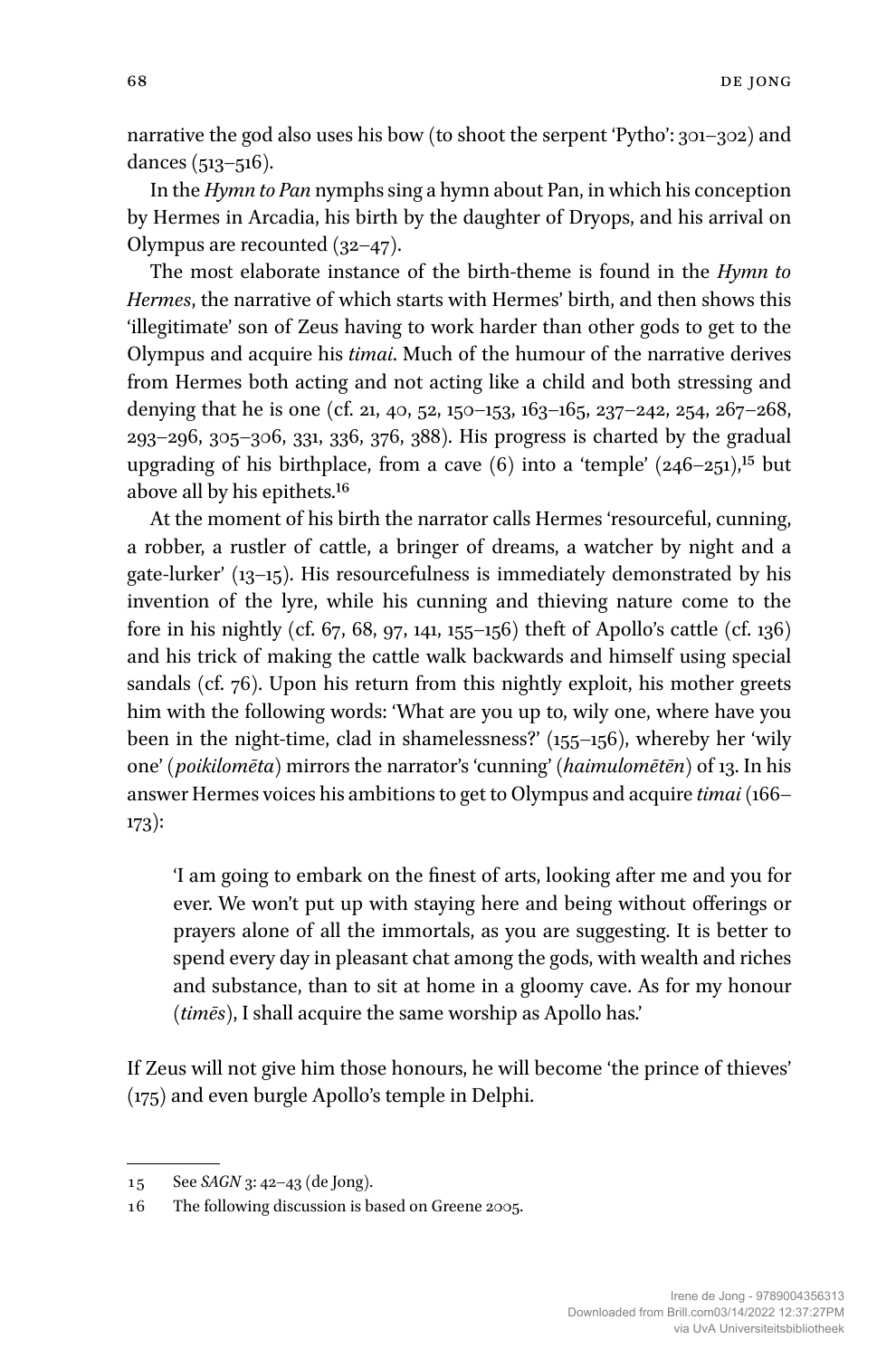narrative the god also uses his bow (to shoot the serpent 'Pytho': 301–302) and dances (513–516).

In the *Hymn to Pan* nymphs sing a hymn about Pan, in which his conception by Hermes in Arcadia, his birth by the daughter of Dryops, and his arrival on Olympus are recounted (32–47).

The most elaborate instance of the birth-theme is found in the *Hymn to Hermes*, the narrative of which starts with Hermes' birth, and then shows this 'illegitimate' son of Zeus having to work harder than other gods to get to the Olympus and acquire his *timai*. Much of the humour of the narrative derives from Hermes both acting and not acting like a child and both stressing and denying that he is one (cf. 21, 40, 52, 150–153, 163–165, 237–242, 254, 267–268, 293–296, 305–306, 331, 336, 376, 388). His progress is charted by the gradual upgrading of his birthplace, from a cave (6) into a 'temple' (246–251),[15] but above all by his epithets.[16]

At the moment of his birth the narrator calls Hermes 'resourceful, cunning, a robber, a rustler of cattle, a bringer of dreams, a watcher by night and a gate-lurker' (13–15). His resourcefulness is immediately demonstrated by his invention of the lyre, while his cunning and thieving nature come to the fore in his nightly (cf. 67, 68, 97, 141, 155–156) theft of Apollo's cattle (cf. 136) and his trick of making the cattle walk backwards and himself using special sandals (cf. 76). Upon his return from this nightly exploit, his mother greets him with the following words: 'What are you up to, wily one, where have you been in the night-time, clad in shamelessness?' (155–156), whereby her 'wily one' (*poikilomēta*) mirrors the narrator's 'cunning' (*haimulomētēn*) of 13. In his answer Hermes voices his ambitions to get to Olympus and acquire *timai* (166–173):

> 'I am going to embark on the finest of arts, looking after me and you for ever. We won't put up with staying here and being without offerings or prayers alone of all the immortals, as you are suggesting. It is better to spend every day in pleasant chat among the gods, with wealth and riches and substance, than to sit at home in a gloomy cave. As for my honour (*timēs*), I shall acquire the same worship as Apollo has.'

If Zeus will not give him those honours, he will become 'the prince of thieves' (175) and even burgle Apollo's temple in Delphi.

---

15 See *SAGN* 3: 42–43 (de Jong).

16 The following discussion is based on Greene 2005.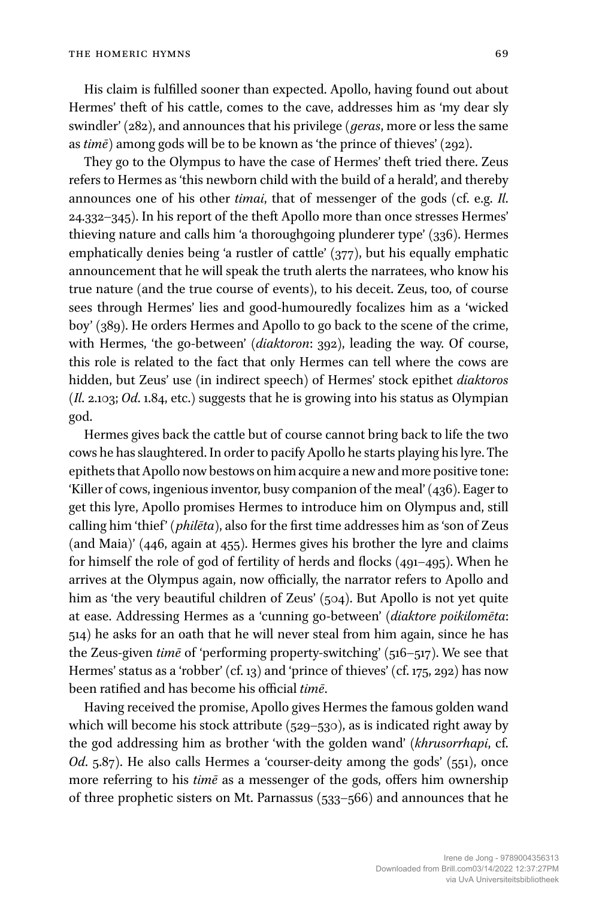His claim is fulfilled sooner than expected. Apollo, having found out about Hermes' theft of his cattle, comes to the cave, addresses him as 'my dear sly swindler' (282), and announces that his privilege (*geras*, more or less the same as *timē*) among gods will be to be known as 'the prince of thieves' (292).

They go to the Olympus to have the case of Hermes' theft tried there. Zeus refers to Hermes as 'this newborn child with the build of a herald', and thereby announces one of his other *timai*, that of messenger of the gods (cf. e.g. *Il.* 24.332–345). In his report of the theft Apollo more than once stresses Hermes' thieving nature and calls him 'a thoroughgoing plunderer type' (336). Hermes emphatically denies being 'a rustler of cattle' (377), but his equally emphatic announcement that he will speak the truth alerts the narratees, who know his true nature (and the true course of events), to his deceit. Zeus, too, of course sees through Hermes' lies and good-humouredly focalizes him as a 'wicked boy' (389). He orders Hermes and Apollo to go back to the scene of the crime, with Hermes, 'the go-between' (*diaktoron*: 392), leading the way. Of course, this role is related to the fact that only Hermes can tell where the cows are hidden, but Zeus' use (in indirect speech) of Hermes' stock epithet *diaktoros* (*Il.* 2.103; *Od.* 1.84, etc.) suggests that he is growing into his status as Olympian god.

Hermes gives back the cattle but of course cannot bring back to life the two cows he has slaughtered. In order to pacify Apollo he starts playing his lyre. The epithets that Apollo now bestows on him acquire a new and more positive tone: 'Killer of cows, ingenious inventor, busy companion of the meal' (436). Eager to get this lyre, Apollo promises Hermes to introduce him on Olympus and, still calling him 'thief' (*philēta*), also for the first time addresses him as 'son of Zeus (and Maia)' (446, again at 455). Hermes gives his brother the lyre and claims for himself the role of god of fertility of herds and flocks (491–495). When he arrives at the Olympus again, now officially, the narrator refers to Apollo and him as 'the very beautiful children of Zeus' (504). But Apollo is not yet quite at ease. Addressing Hermes as a 'cunning go-between' (*diaktore poikilomēta*: 514) he asks for an oath that he will never steal from him again, since he has the Zeus-given *timē* of 'performing property-switching' (516–517). We see that Hermes' status as a 'robber' (cf. 13) and 'prince of thieves' (cf. 175, 292) has now been ratified and has become his official *timē*.

Having received the promise, Apollo gives Hermes the famous golden wand which will become his stock attribute (529–530), as is indicated right away by the god addressing him as brother 'with the golden wand' (*khrusorrhapi*, cf. *Od.* 5.87). He also calls Hermes a 'courser-deity among the gods' (551), once more referring to his *timē* as a messenger of the gods, offers him ownership of three prophetic sisters on Mt. Parnassus (533–566) and announces that he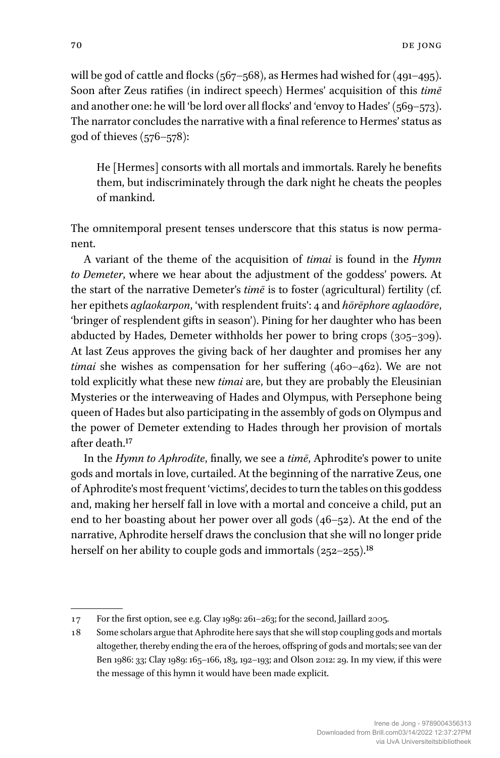will be god of cattle and flocks (567–568), as Hermes had wished for (491–495). Soon after Zeus ratifies (in indirect speech) Hermes' acquisition of this *timē* and another one: he will 'be lord over all flocks' and 'envoy to Hades' (569–573). The narrator concludes the narrative with a final reference to Hermes' status as god of thieves (576–578):

> He [Hermes] consorts with all mortals and immortals. Rarely he benefits them, but indiscriminately through the dark night he cheats the peoples of mankind.

The omnitemporal present tenses underscore that this status is now permanent.

A variant of the theme of the acquisition of *timai* is found in the *Hymn to Demeter*, where we hear about the adjustment of the goddess' powers. At the start of the narrative Demeter's *timē* is to foster (agricultural) fertility (cf. her epithets *aglaokarpon*, 'with resplendent fruits': 4 and *hōrēphore aglaodōre*, 'bringer of resplendent gifts in season'). Pining for her daughter who has been abducted by Hades, Demeter withholds her power to bring crops (305–309). At last Zeus approves the giving back of her daughter and promises her any *timai* she wishes as compensation for her suffering (460–462). We are not told explicitly what these new *timai* are, but they are probably the Eleusinian Mysteries or the interweaving of Hades and Olympus, with Persephone being queen of Hades but also participating in the assembly of gods on Olympus and the power of Demeter extending to Hades through her provision of mortals after death.[17]

In the *Hymn to Aphrodite*, finally, we see a *timē*, Aphrodite's power to unite gods and mortals in love, curtailed. At the beginning of the narrative Zeus, one of Aphrodite's most frequent 'victims', decides to turn the tables on this goddess and, making her herself fall in love with a mortal and conceive a child, put an end to her boasting about her power over all gods (46–52). At the end of the narrative, Aphrodite herself draws the conclusion that she will no longer pride herself on her ability to couple gods and immortals (252–255).[18]

---

17 For the first option, see e.g. Clay 1989: 261–263; for the second, Jaillard 2005.

18 Some scholars argue that Aphrodite here says that she will stop coupling gods and mortals altogether, thereby ending the era of the heroes, offspring of gods and mortals; see van der Ben 1986: 33; Clay 1989: 165–166, 183, 192–193; and Olson 2012: 29. In my view, if this were the message of this hymn it would have been made explicit.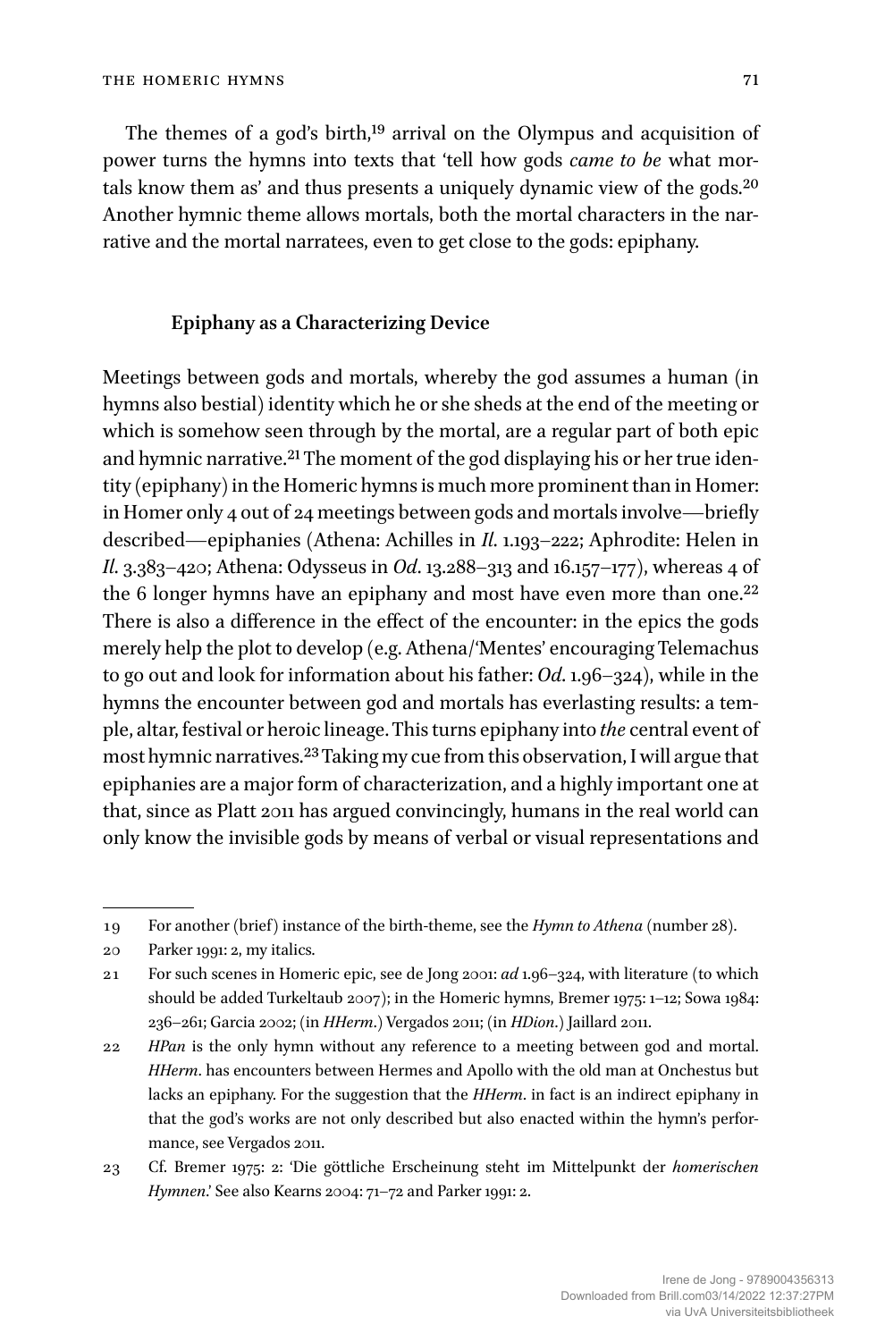The themes of a god's birth,[19] arrival on the Olympus and acquisition of power turns the hymns into texts that 'tell how gods *came to be* what mortals know them as' and thus presents a uniquely dynamic view of the gods.[20] Another hymnic theme allows mortals, both the mortal characters in the narrative and the mortal narratees, even to get close to the gods: epiphany.

### Epiphany as a Characterizing Device

Meetings between gods and mortals, whereby the god assumes a human (in hymns also bestial) identity which he or she sheds at the end of the meeting or which is somehow seen through by the mortal, are a regular part of both epic and hymnic narrative.[21] The moment of the god displaying his or her true identity (epiphany) in the Homeric hymns is much more prominent than in Homer: in Homer only 4 out of 24 meetings between gods and mortals involve—briefly described—epiphanies (Athena: Achilles in *Il.* 1.193–222; Aphrodite: Helen in *Il.* 3.383–420; Athena: Odysseus in *Od.* 13.288–313 and 16.157–177), whereas 4 of the 6 longer hymns have an epiphany and most have even more than one.[22] There is also a difference in the effect of the encounter: in the epics the gods merely help the plot to develop (e.g. Athena/'Mentes' encouraging Telemachus to go out and look for information about his father: *Od.* 1.96–324), while in the hymns the encounter between god and mortals has everlasting results: a temple, altar, festival or heroic lineage. This turns epiphany into *the* central event of most hymnic narratives.[23] Taking my cue from this observation, I will argue that epiphanies are a major form of characterization, and a highly important one at that, since as Platt 2011 has argued convincingly, humans in the real world can only know the invisible gods by means of verbal or visual representations and

---

19 For another (brief) instance of the birth-theme, see the *Hymn to Athena* (number 28).

20 Parker 1991: 2, my italics.

21 For such scenes in Homeric epic, see de Jong 2001: *ad* 1.96–324, with literature (to which should be added Turkeltaub 2007); in the Homeric hymns, Bremer 1975: 1–12; Sowa 1984: 236–261; Garcia 2002; (in *HHerm.*) Vergados 2011; (in *HDion.*) Jaillard 2011.

22 *HPan* is the only hymn without any reference to a meeting between god and mortal. *HHerm.* has encounters between Hermes and Apollo with the old man at Onchestus but lacks an epiphany. For the suggestion that the *HHerm.* in fact is an indirect epiphany in that the god's works are not only described but also enacted within the hymn's performance, see Vergados 2011.

23 Cf. Bremer 1975: 2: 'Die göttliche Erscheinung steht im Mittelpunkt der *homerischen Hymnen*.' See also Kearns 2004: 71–72 and Parker 1991: 2.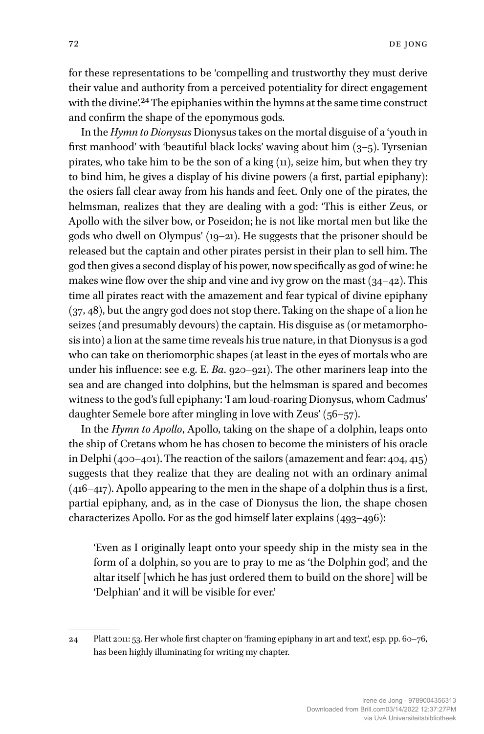for these representations to be 'compelling and trustworthy they must derive their value and authority from a perceived potentiality for direct engagement with the divine'.[24] The epiphanies within the hymns at the same time construct and confirm the shape of the eponymous gods.

In the *Hymn to Dionysus* Dionysus takes on the mortal disguise of a 'youth in first manhood' with 'beautiful black locks' waving about him (3–5). Tyrsenian pirates, who take him to be the son of a king (11), seize him, but when they try to bind him, he gives a display of his divine powers (a first, partial epiphany): the osiers fall clear away from his hands and feet. Only one of the pirates, the helmsman, realizes that they are dealing with a god: 'This is either Zeus, or Apollo with the silver bow, or Poseidon; he is not like mortal men but like the gods who dwell on Olympus' (19–21). He suggests that the prisoner should be released but the captain and other pirates persist in their plan to sell him. The god then gives a second display of his power, now specifically as god of wine: he makes wine flow over the ship and vine and ivy grow on the mast (34–42). This time all pirates react with the amazement and fear typical of divine epiphany (37, 48), but the angry god does not stop there. Taking on the shape of a lion he seizes (and presumably devours) the captain. His disguise as (or metamorphosis into) a lion at the same time reveals his true nature, in that Dionysus is a god who can take on theriomorphic shapes (at least in the eyes of mortals who are under his influence: see e.g. E. *Ba*. 920–921). The other mariners leap into the sea and are changed into dolphins, but the helmsman is spared and becomes witness to the god's full epiphany: 'I am loud-roaring Dionysus, whom Cadmus' daughter Semele bore after mingling in love with Zeus' (56–57).

In the *Hymn to Apollo*, Apollo, taking on the shape of a dolphin, leaps onto the ship of Cretans whom he has chosen to become the ministers of his oracle in Delphi (400–401). The reaction of the sailors (amazement and fear: 404, 415) suggests that they realize that they are dealing not with an ordinary animal (416–417). Apollo appearing to the men in the shape of a dolphin thus is a first, partial epiphany, and, as in the case of Dionysus the lion, the shape chosen characterizes Apollo. For as the god himself later explains (493–496):

> 'Even as I originally leapt onto your speedy ship in the misty sea in the form of a dolphin, so you are to pray to me as 'the Dolphin god', and the altar itself [which he has just ordered them to build on the shore] will be 'Delphian' and it will be visible for ever.'

---

24 Platt 2011: 53. Her whole first chapter on 'framing epiphany in art and text', esp. pp. 60–76, has been highly illuminating for writing my chapter.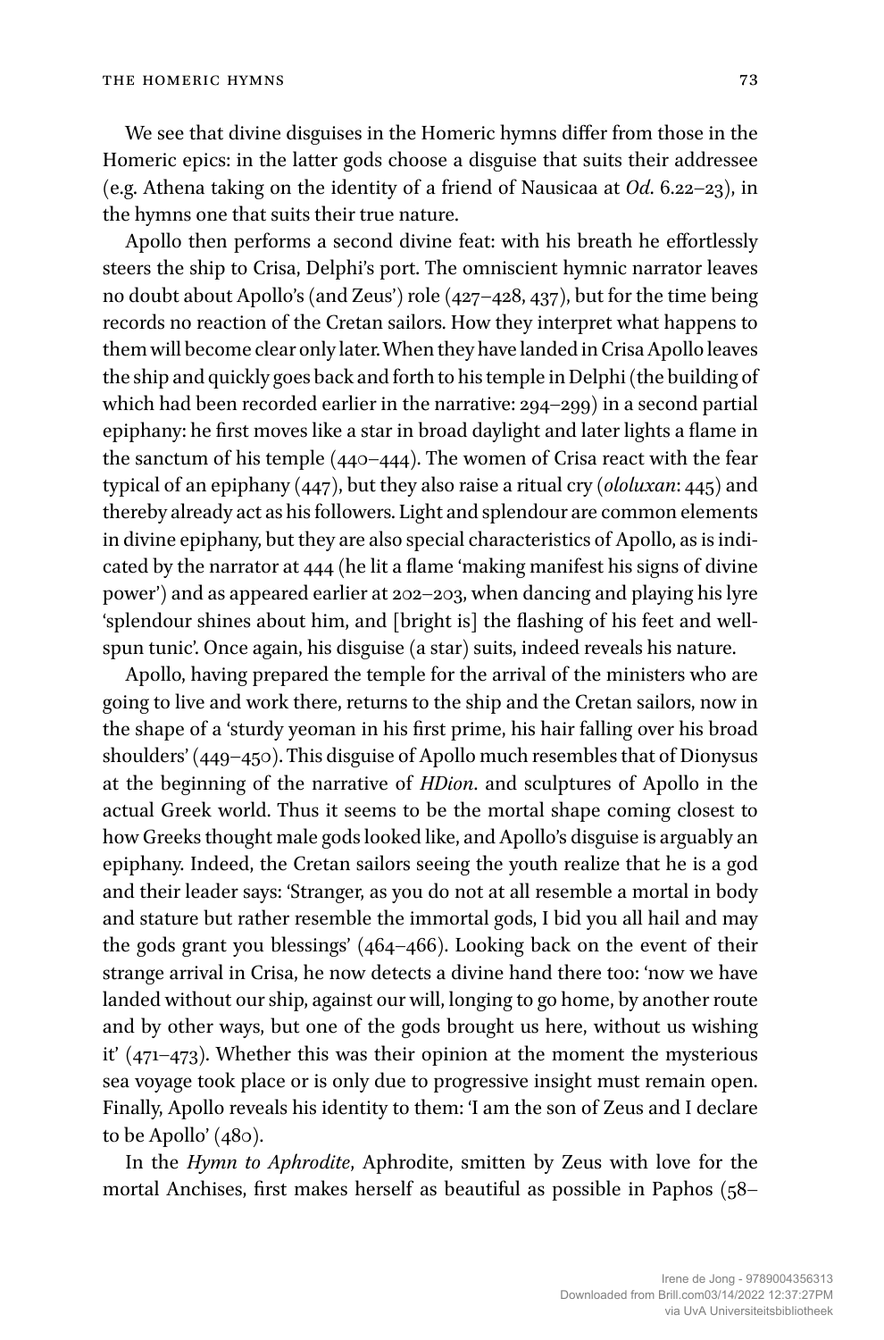We see that divine disguises in the Homeric hymns differ from those in the Homeric epics: in the latter gods choose a disguise that suits their addressee (e.g. Athena taking on the identity of a friend of Nausicaa at *Od*. 6.22–23), in the hymns one that suits their true nature.

Apollo then performs a second divine feat: with his breath he effortlessly steers the ship to Crisa, Delphi's port. The omniscient hymnic narrator leaves no doubt about Apollo's (and Zeus') role (427–428, 437), but for the time being records no reaction of the Cretan sailors. How they interpret what happens to them will become clear only later. When they have landed in Crisa Apollo leaves the ship and quickly goes back and forth to his temple in Delphi (the building of which had been recorded earlier in the narrative: 294–299) in a second partial epiphany: he first moves like a star in broad daylight and later lights a flame in the sanctum of his temple (440–444). The women of Crisa react with the fear typical of an epiphany (447), but they also raise a ritual cry (*ololuxan*: 445) and thereby already act as his followers. Light and splendour are common elements in divine epiphany, but they are also special characteristics of Apollo, as is indicated by the narrator at 444 (he lit a flame 'making manifest his signs of divine power') and as appeared earlier at 202–203, when dancing and playing his lyre 'splendour shines about him, and [bright is] the flashing of his feet and well-spun tunic'. Once again, his disguise (a star) suits, indeed reveals his nature.

Apollo, having prepared the temple for the arrival of the ministers who are going to live and work there, returns to the ship and the Cretan sailors, now in the shape of a 'sturdy yeoman in his first prime, his hair falling over his broad shoulders' (449–450). This disguise of Apollo much resembles that of Dionysus at the beginning of the narrative of *HDion*. and sculptures of Apollo in the actual Greek world. Thus it seems to be the mortal shape coming closest to how Greeks thought male gods looked like, and Apollo's disguise is arguably an epiphany. Indeed, the Cretan sailors seeing the youth realize that he is a god and their leader says: 'Stranger, as you do not at all resemble a mortal in body and stature but rather resemble the immortal gods, I bid you all hail and may the gods grant you blessings' (464–466). Looking back on the event of their strange arrival in Crisa, he now detects a divine hand there too: 'now we have landed without our ship, against our will, longing to go home, by another route and by other ways, but one of the gods brought us here, without us wishing it' (471–473). Whether this was their opinion at the moment the mysterious sea voyage took place or is only due to progressive insight must remain open. Finally, Apollo reveals his identity to them: 'I am the son of Zeus and I declare to be Apollo' (480).

In the *Hymn to Aphrodite*, Aphrodite, smitten by Zeus with love for the mortal Anchises, first makes herself as beautiful as possible in Paphos (58–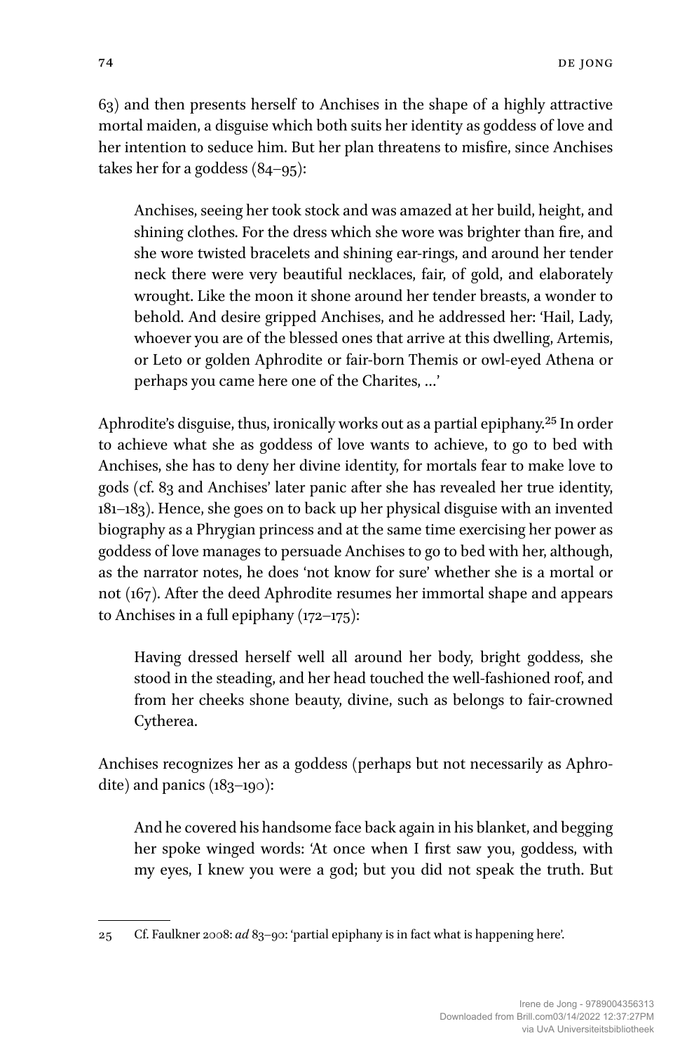63) and then presents herself to Anchises in the shape of a highly attractive mortal maiden, a disguise which both suits her identity as goddess of love and her intention to seduce him. But her plan threatens to misfire, since Anchises takes her for a goddess (84–95):

> Anchises, seeing her took stock and was amazed at her build, height, and shining clothes. For the dress which she wore was brighter than fire, and she wore twisted bracelets and shining ear-rings, and around her tender neck there were very beautiful necklaces, fair, of gold, and elaborately wrought. Like the moon it shone around her tender breasts, a wonder to behold. And desire gripped Anchises, and he addressed her: 'Hail, Lady, whoever you are of the blessed ones that arrive at this dwelling, Artemis, or Leto or golden Aphrodite or fair-born Themis or owl-eyed Athena or perhaps you came here one of the Charites, …'

Aphrodite's disguise, thus, ironically works out as a partial epiphany.[25] In order to achieve what she as goddess of love wants to achieve, to go to bed with Anchises, she has to deny her divine identity, for mortals fear to make love to gods (cf. 83 and Anchises' later panic after she has revealed her true identity, 181–183). Hence, she goes on to back up her physical disguise with an invented biography as a Phrygian princess and at the same time exercising her power as goddess of love manages to persuade Anchises to go to bed with her, although, as the narrator notes, he does 'not know for sure' whether she is a mortal or not (167). After the deed Aphrodite resumes her immortal shape and appears to Anchises in a full epiphany (172–175):

> Having dressed herself well all around her body, bright goddess, she stood in the steading, and her head touched the well-fashioned roof, and from her cheeks shone beauty, divine, such as belongs to fair-crowned Cytherea.

Anchises recognizes her as a goddess (perhaps but not necessarily as Aphrodite) and panics (183–190):

> And he covered his handsome face back again in his blanket, and begging her spoke winged words: 'At once when I first saw you, goddess, with my eyes, I knew you were a god; but you did not speak the truth. But

---

25 Cf. Faulkner 2008: *ad* 83–90: 'partial epiphany is in fact what is happening here'.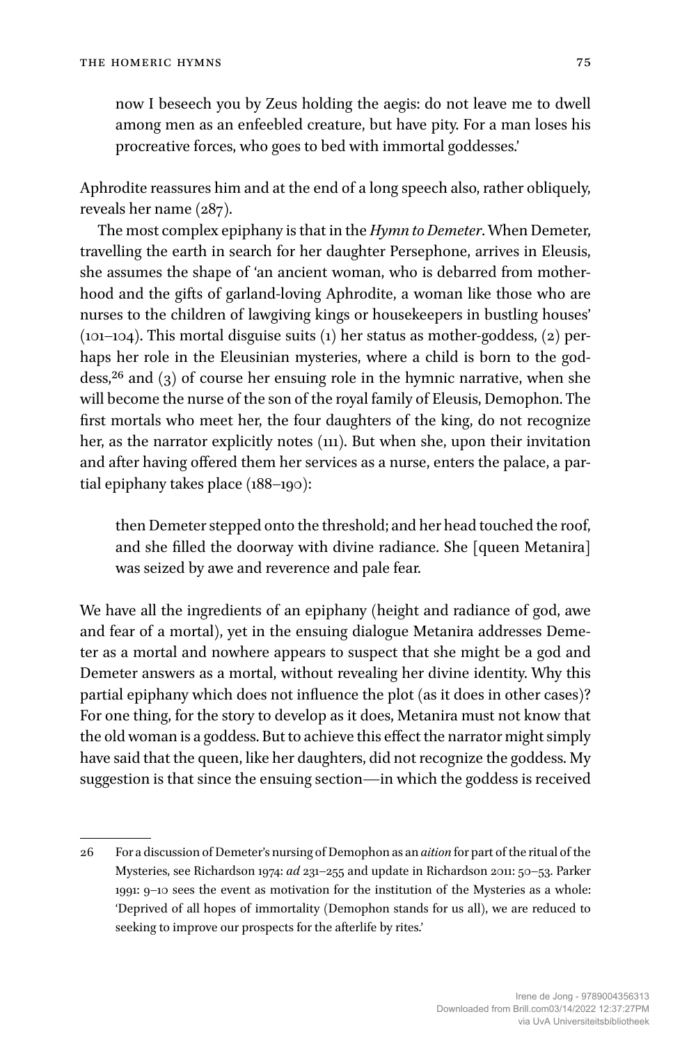now I beseech you by Zeus holding the aegis: do not leave me to dwell among men as an enfeebled creature, but have pity. For a man loses his procreative forces, who goes to bed with immortal goddesses.'

Aphrodite reassures him and at the end of a long speech also, rather obliquely, reveals her name (287).

The most complex epiphany is that in the *Hymn to Demeter*. When Demeter, travelling the earth in search for her daughter Persephone, arrives in Eleusis, she assumes the shape of 'an ancient woman, who is debarred from motherhood and the gifts of garland-loving Aphrodite, a woman like those who are nurses to the children of lawgiving kings or housekeepers in bustling houses' (101–104). This mortal disguise suits (1) her status as mother-goddess, (2) perhaps her role in the Eleusinian mysteries, where a child is born to the goddess,[26] and (3) of course her ensuing role in the hymnic narrative, when she will become the nurse of the son of the royal family of Eleusis, Demophon. The first mortals who meet her, the four daughters of the king, do not recognize her, as the narrator explicitly notes (111). But when she, upon their invitation and after having offered them her services as a nurse, enters the palace, a partial epiphany takes place (188–190):

> then Demeter stepped onto the threshold; and her head touched the roof, and she filled the doorway with divine radiance. She [queen Metanira] was seized by awe and reverence and pale fear.

We have all the ingredients of an epiphany (height and radiance of god, awe and fear of a mortal), yet in the ensuing dialogue Metanira addresses Demeter as a mortal and nowhere appears to suspect that she might be a god and Demeter answers as a mortal, without revealing her divine identity. Why this partial epiphany which does not influence the plot (as it does in other cases)? For one thing, for the story to develop as it does, Metanira must not know that the old woman is a goddess. But to achieve this effect the narrator might simply have said that the queen, like her daughters, did not recognize the goddess. My suggestion is that since the ensuing section—in which the goddess is received

---

26 For a discussion of Demeter's nursing of Demophon as an *aition* for part of the ritual of the Mysteries, see Richardson 1974: *ad* 231–255 and update in Richardson 2011: 50–53. Parker 1991: 9–10 sees the event as motivation for the institution of the Mysteries as a whole: 'Deprived of all hopes of immortality (Demophon stands for us all), we are reduced to seeking to improve our prospects for the afterlife by rites.'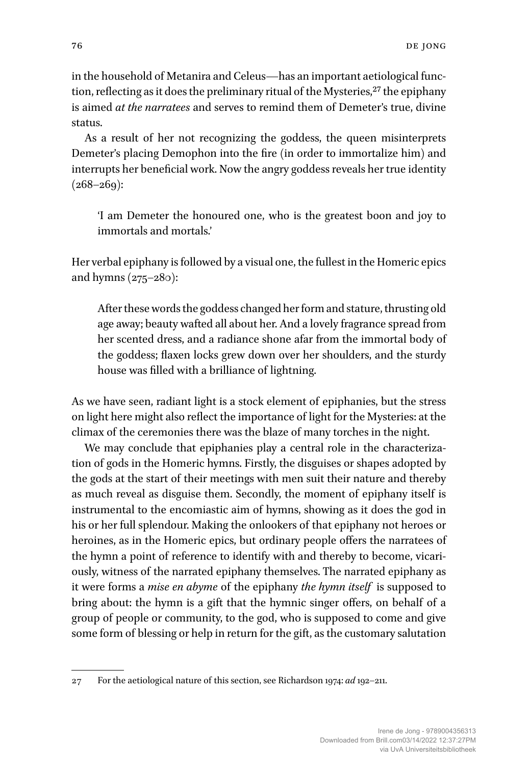in the household of Metanira and Celeus—has an important aetiological function, reflecting as it does the preliminary ritual of the Mysteries,[27] the epiphany is aimed *at the narratees* and serves to remind them of Demeter's true, divine status.

As a result of her not recognizing the goddess, the queen misinterprets Demeter's placing Demophon into the fire (in order to immortalize him) and interrupts her beneficial work. Now the angry goddess reveals her true identity (268–269):

> 'I am Demeter the honoured one, who is the greatest boon and joy to immortals and mortals.'

Her verbal epiphany is followed by a visual one, the fullest in the Homeric epics and hymns (275–280):

> After these words the goddess changed her form and stature, thrusting old age away; beauty wafted all about her. And a lovely fragrance spread from her scented dress, and a radiance shone afar from the immortal body of the goddess; flaxen locks grew down over her shoulders, and the sturdy house was filled with a brilliance of lightning.

As we have seen, radiant light is a stock element of epiphanies, but the stress on light here might also reflect the importance of light for the Mysteries: at the climax of the ceremonies there was the blaze of many torches in the night.

We may conclude that epiphanies play a central role in the characterization of gods in the Homeric hymns. Firstly, the disguises or shapes adopted by the gods at the start of their meetings with men suit their nature and thereby as much reveal as disguise them. Secondly, the moment of epiphany itself is instrumental to the encomiastic aim of hymns, showing as it does the god in his or her full splendour. Making the onlookers of that epiphany not heroes or heroines, as in the Homeric epics, but ordinary people offers the narratees of the hymn a point of reference to identify with and thereby to become, vicariously, witness of the narrated epiphany themselves. The narrated epiphany as it were forms a *mise en abyme* of the epiphany *the hymn itself* is supposed to bring about: the hymn is a gift that the hymnic singer offers, on behalf of a group of people or community, to the god, who is supposed to come and give some form of blessing or help in return for the gift, as the customary salutation

---

27 For the aetiological nature of this section, see Richardson 1974: *ad* 192–211.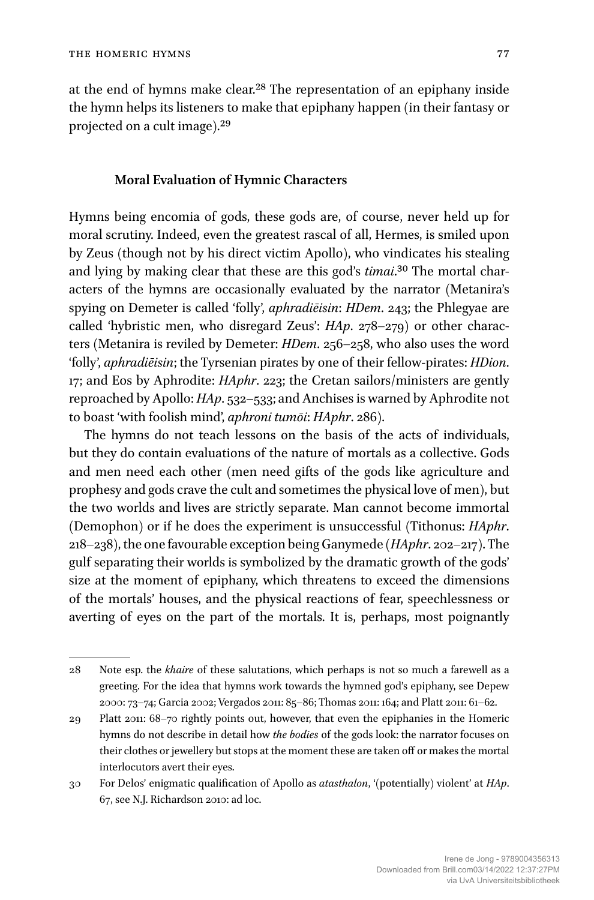at the end of hymns make clear.[28] The representation of an epiphany inside the hymn helps its listeners to make that epiphany happen (in their fantasy or projected on a cult image).[29]

## Moral Evaluation of Hymnic Characters

Hymns being encomia of gods, these gods are, of course, never held up for moral scrutiny. Indeed, even the greatest rascal of all, Hermes, is smiled upon by Zeus (though not by his direct victim Apollo), who vindicates his stealing and lying by making clear that these are this god's *timai*.[30] The mortal characters of the hymns are occasionally evaluated by the narrator (Metanira's spying on Demeter is called 'folly', *aphradiēisin*: *HDem*. 243; the Phlegyae are called 'hybristic men, who disregard Zeus': *HAp*. 278–279) or other characters (Metanira is reviled by Demeter: *HDem*. 256–258, who also uses the word 'folly', *aphradiēisin*; the Tyrsenian pirates by one of their fellow-pirates: *HDion*. 17; and Eos by Aphrodite: *HAphr*. 223; the Cretan sailors/ministers are gently reproached by Apollo: *HAp*. 532–533; and Anchises is warned by Aphrodite not to boast 'with foolish mind', *aphroni tumōi*: *HAphr*. 286).

The hymns do not teach lessons on the basis of the acts of individuals, but they do contain evaluations of the nature of mortals as a collective. Gods and men need each other (men need gifts of the gods like agriculture and prophesy and gods crave the cult and sometimes the physical love of men), but the two worlds and lives are strictly separate. Man cannot become immortal (Demophon) or if he does the experiment is unsuccessful (Tithonus: *HAphr*. 218–238), the one favourable exception being Ganymede (*HAphr*. 202–217). The gulf separating their worlds is symbolized by the dramatic growth of the gods' size at the moment of epiphany, which threatens to exceed the dimensions of the mortals' houses, and the physical reactions of fear, speechlessness or averting of eyes on the part of the mortals. It is, perhaps, most poignantly

---

28 Note esp. the *khaire* of these salutations, which perhaps is not so much a farewell as a greeting. For the idea that hymns work towards the hymned god's epiphany, see Depew 2000: 73–74; Garcia 2002; Vergados 2011: 85–86; Thomas 2011: 164; and Platt 2011: 61–62.

29 Platt 2011: 68–70 rightly points out, however, that even the epiphanies in the Homeric hymns do not describe in detail how *the bodies* of the gods look: the narrator focuses on their clothes or jewellery but stops at the moment these are taken off or makes the mortal interlocutors avert their eyes.

30 For Delos' enigmatic qualification of Apollo as *atasthalon*, '(potentially) violent' at *HAp*. 67, see N.J. Richardson 2010: ad loc.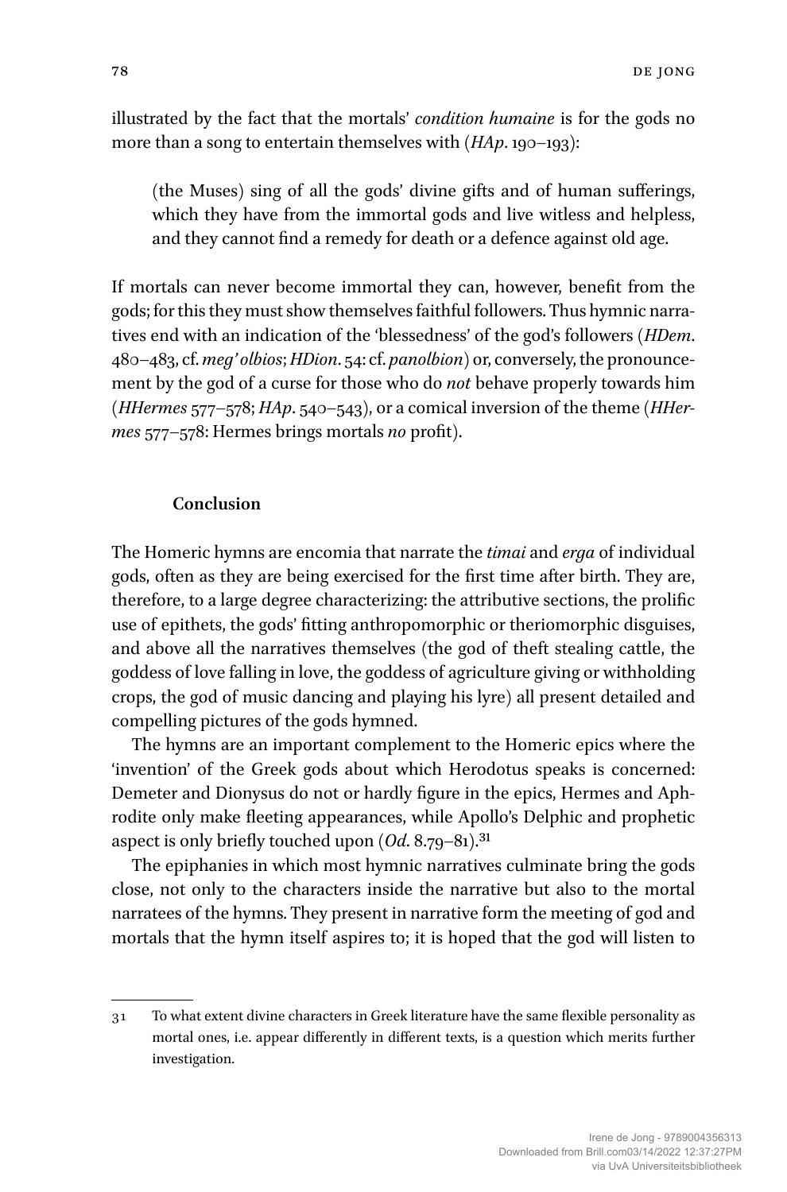illustrated by the fact that the mortals' *condition humaine* is for the gods no more than a song to entertain themselves with (*HAp*. 190–193):

> (the Muses) sing of all the gods' divine gifts and of human sufferings, which they have from the immortal gods and live witless and helpless, and they cannot find a remedy for death or a defence against old age.

If mortals can never become immortal they can, however, benefit from the gods; for this they must show themselves faithful followers. Thus hymnic narratives end with an indication of the 'blessedness' of the god's followers (*HDem*. 480–483, cf. *meg' olbios*; *HDion*. 54: cf. *panolbion*) or, conversely, the pronouncement by the god of a curse for those who do *not* behave properly towards him (*HHermes* 577–578; *HAp*. 540–543), or a comical inversion of the theme (*HHermes* 577–578: Hermes brings mortals *no* profit).

## Conclusion

The Homeric hymns are encomia that narrate the *timai* and *erga* of individual gods, often as they are being exercised for the first time after birth. They are, therefore, to a large degree characterizing: the attributive sections, the prolific use of epithets, the gods' fitting anthropomorphic or theriomorphic disguises, and above all the narratives themselves (the god of theft stealing cattle, the goddess of love falling in love, the goddess of agriculture giving or withholding crops, the god of music dancing and playing his lyre) all present detailed and compelling pictures of the gods hymned.

The hymns are an important complement to the Homeric epics where the 'invention' of the Greek gods about which Herodotus speaks is concerned: Demeter and Dionysus do not or hardly figure in the epics, Hermes and Aphrodite only make fleeting appearances, while Apollo's Delphic and prophetic aspect is only briefly touched upon (*Od*. 8.79–81).[31]

The epiphanies in which most hymnic narratives culminate bring the gods close, not only to the characters inside the narrative but also to the mortal narratees of the hymns. They present in narrative form the meeting of god and mortals that the hymn itself aspires to; it is hoped that the god will listen to

---

31 To what extent divine characters in Greek literature have the same flexible personality as mortal ones, i.e. appear differently in different texts, is a question which merits further investigation.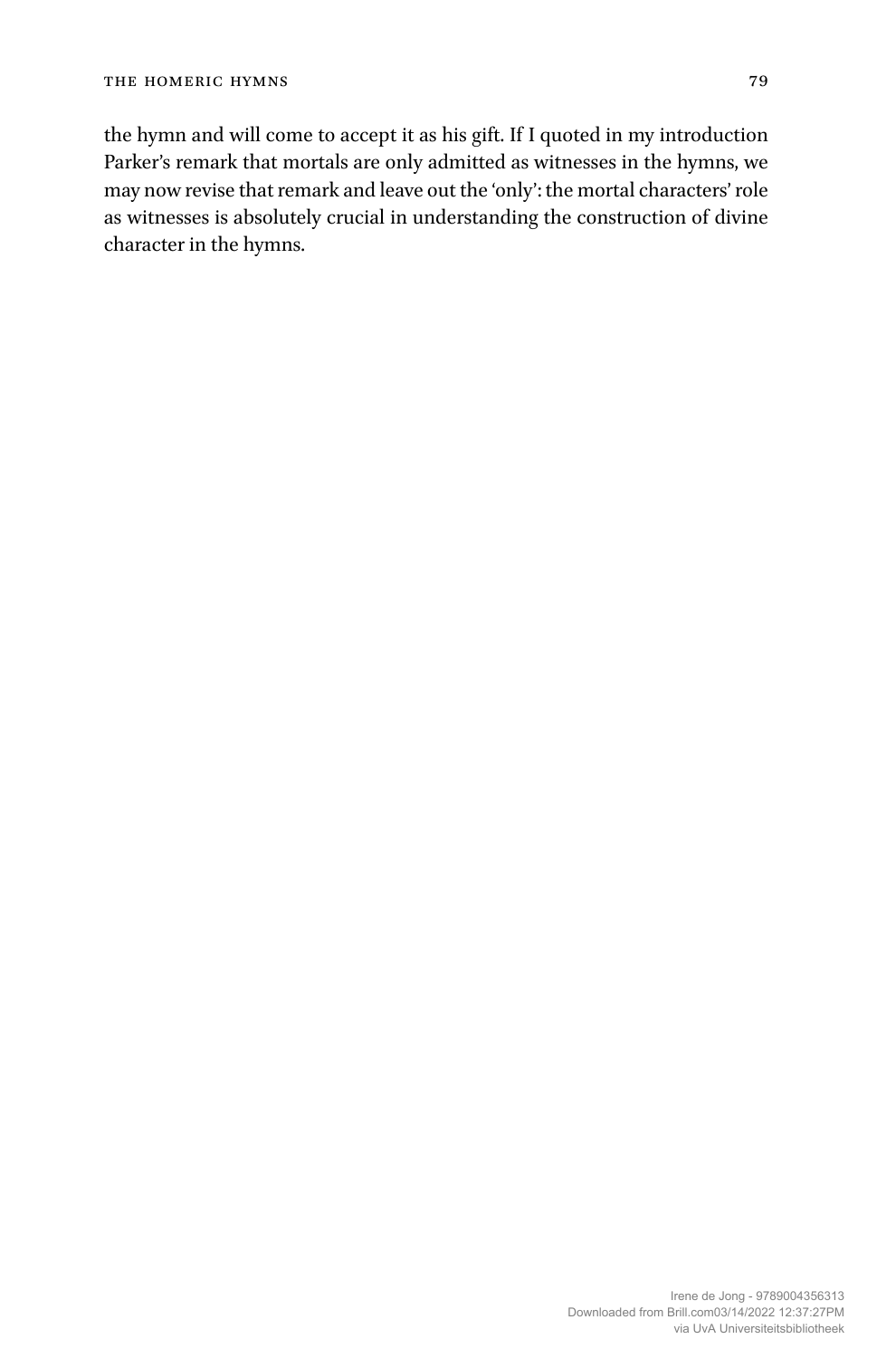the hymn and will come to accept it as his gift. If I quoted in my introduction Parker's remark that mortals are only admitted as witnesses in the hymns, we may now revise that remark and leave out the 'only': the mortal characters' role as witnesses is absolutely crucial in understanding the construction of divine character in the hymns.